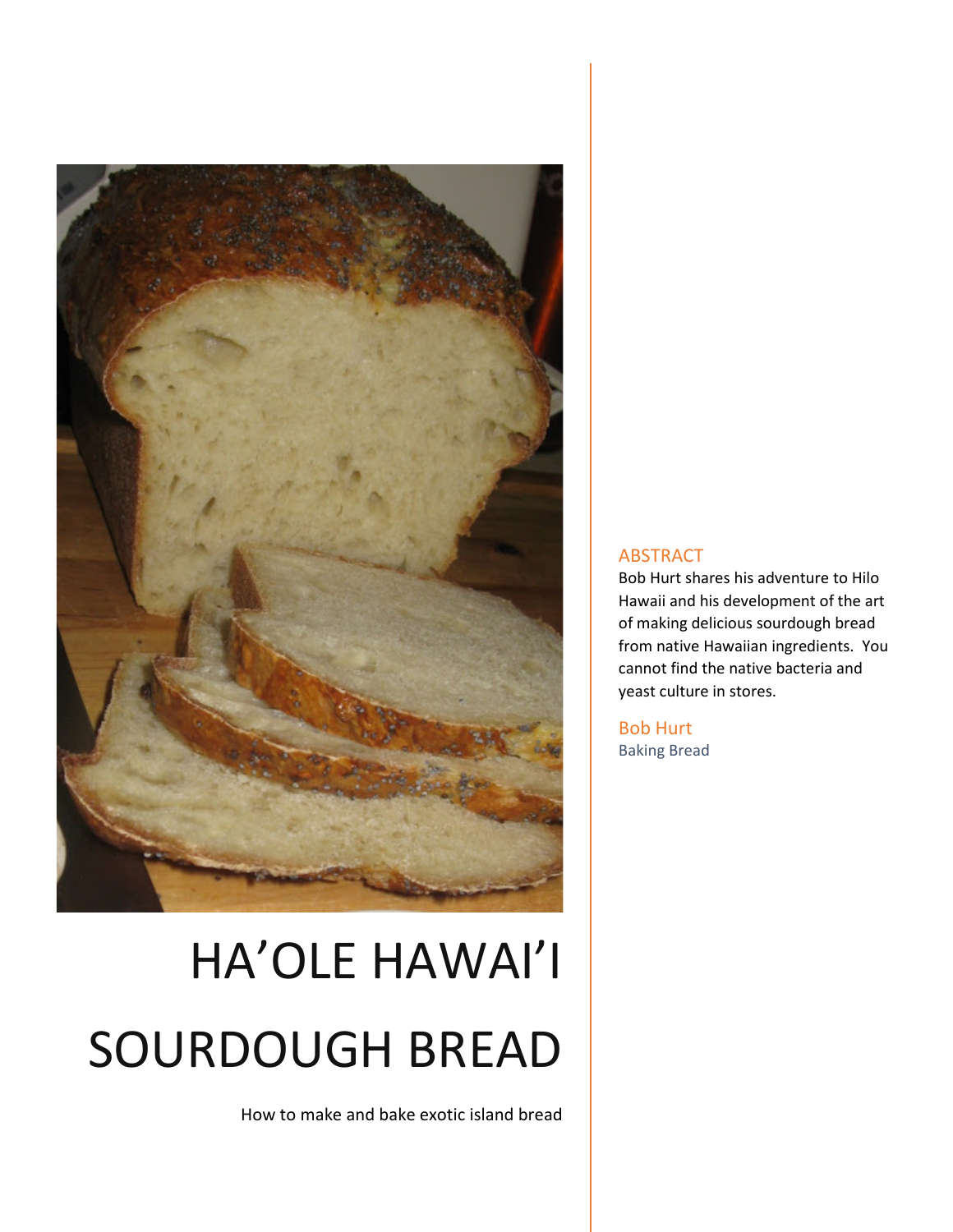# HA'OLE HAWAI'I SOURDOUGH BREAD

How to make and bake exotic island bread

## ABSTRACT

Bob Hurt shares his adventure to Hilo Hawaii and his development of the art of making delicious sourdough bread from native Hawaiian ingredients. You cannot find the native bacteria and yeast culture in stores.

Bob Hurt

Baking Bread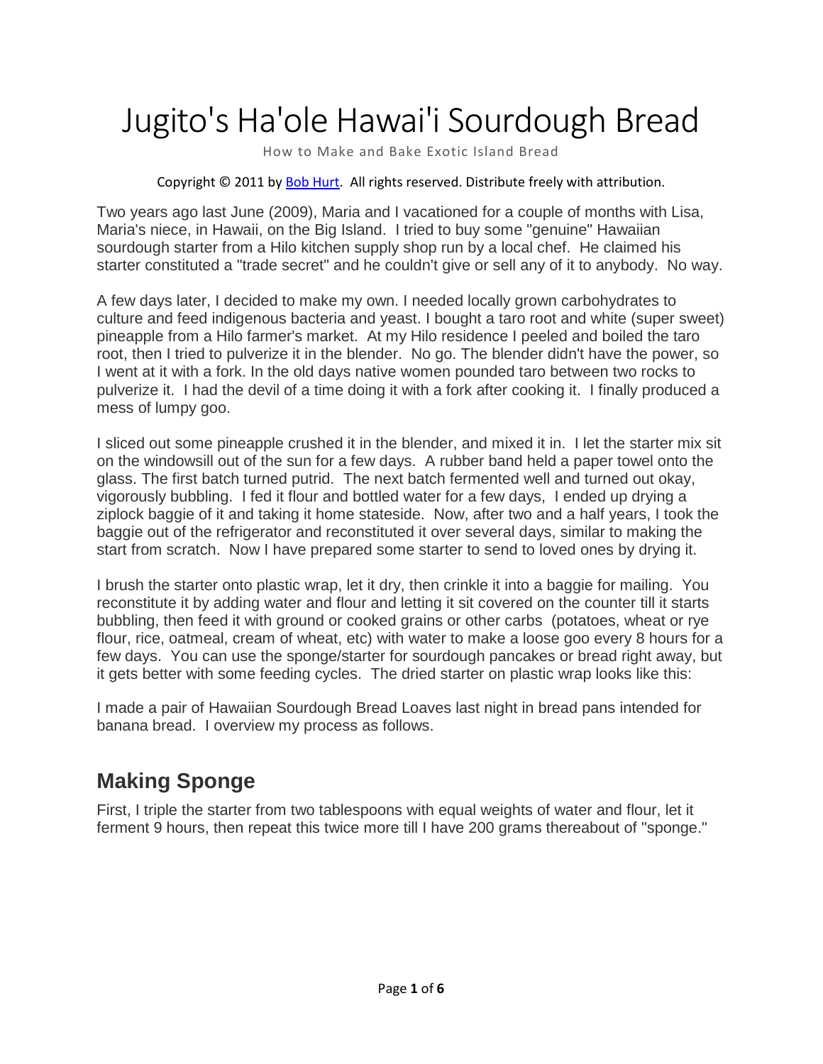# Jugito's Ha'ole Hawai'i Sourdough Bread

How to Make and Bake Exotic Island Bread

Copyright © 2011 by Bob Hurt. All rights reserved. Distribute freely with attribution.

Two years ago last June (2009), Maria and I vacationed for a couple of months with Lisa, Maria's niece, in Hawaii, on the Big Island. I tried to buy some "genuine" Hawaiian sourdough starter from a Hilo kitchen supply shop run by a local chef. He claimed his starter constituted a "trade secret" and he couldn't give or sell any of it to anybody. No way.

A few days later, I decided to make my own. I needed locally grown carbohydrates to culture and feed indigenous bacteria and yeast. I bought a taro root and white (super sweet) pineapple from a Hilo farmer's market. At my Hilo residence I peeled and boiled the taro root, then I tried to pulverize it in the blender. No go. The blender didn't have the power, so I went at it with a fork. In the old days native women pounded taro between two rocks to pulverize it. I had the devil of a time doing it with a fork after cooking it. I finally produced a mess of lumpy goo.

I sliced out some pineapple crushed it in the blender, and mixed it in. I let the starter mix sit on the windowsill out of the sun for a few days. A rubber band held a paper towel onto the glass. The first batch turned putrid. The next batch fermented well and turned out okay, vigorously bubbling. I fed it flour and bottled water for a few days, I ended up drying a ziplock baggie of it and taking it home stateside. Now, after two and a half years, I took the baggie out of the refrigerator and reconstituted it over several days, similar to making the start from scratch. Now I have prepared some starter to send to loved ones by drying it.

I brush the starter onto plastic wrap, let it dry, then crinkle it into a baggie for mailing. You reconstitute it by adding water and flour and letting it sit covered on the counter till it starts bubbling, then feed it with ground or cooked grains or other carbs (potatoes, wheat or rye flour, rice, oatmeal, cream of wheat, etc) with water to make a loose goo every 8 hours for a few days. You can use the sponge/starter for sourdough pancakes or bread right away, but it gets better with some feeding cycles. The dried starter on plastic wrap looks like this:

I made a pair of Hawaiian Sourdough Bread Loaves last night in bread pans intended for banana bread. I overview my process as follows.

## Making Sponge

First, I triple the starter from two tablespoons with equal weights of water and flour, let it ferment 9 hours, then repeat this twice more till I have 200 grams thereabout of "sponge."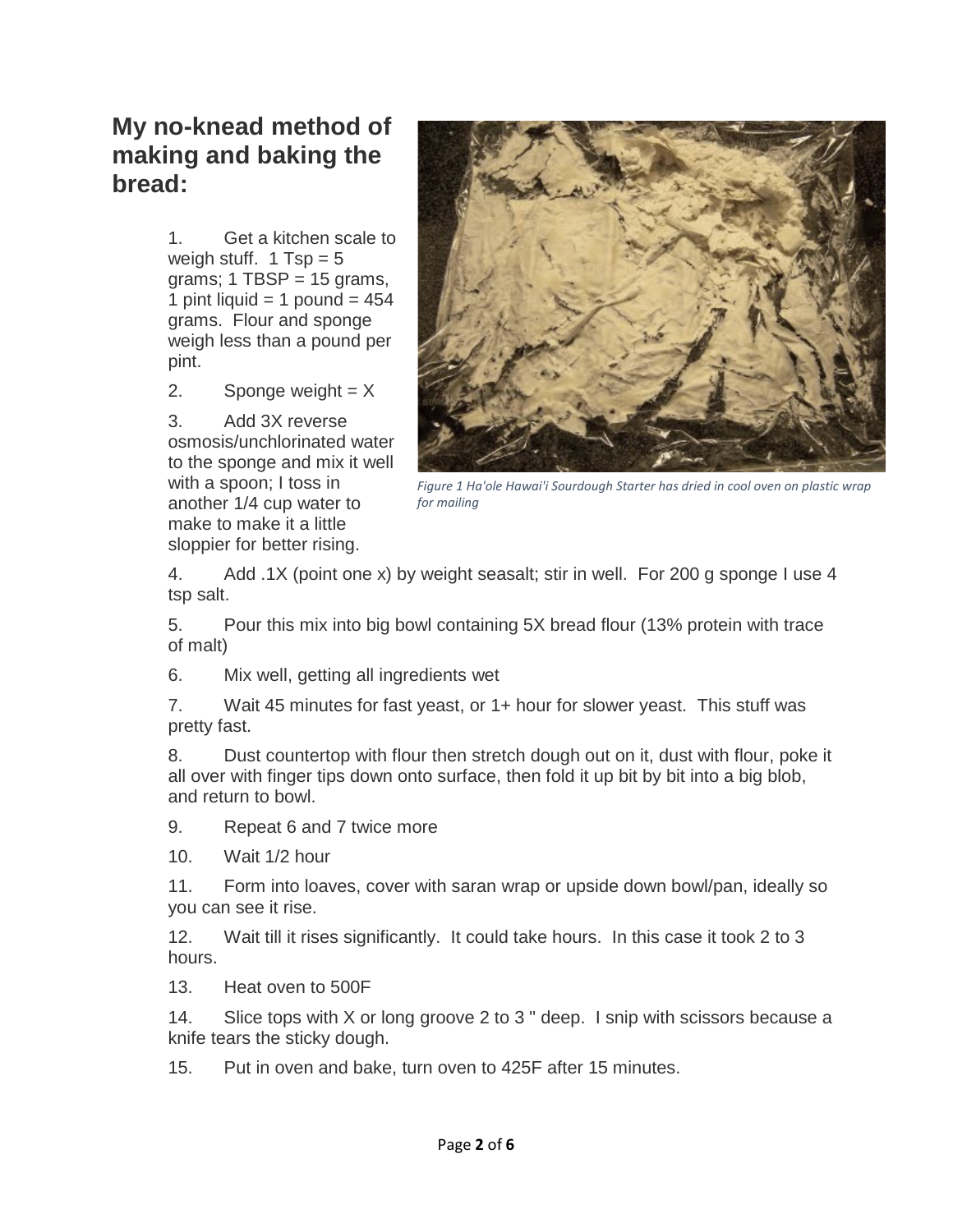## My no-knead method of making and baking the bread:

Figure 1 Ha'ole Hawai'i Sourdough Starter has dried in cool oven on plastic wrap for mailing

1. Get a kitchen scale to weigh stuff. 1 Tsp = 5 grams; 1 TBSP = 15 grams, 1 pint liquid = 1 pound = 454 grams. Flour and sponge weigh less than a pound per pint.
2. Sponge weight = X
3. Add 3X reverse osmosis/unchlorinated water to the sponge and mix it well with a spoon; I toss in another 1/4 cup water to make to make it a little sloppier for better rising.
4. Add .1X (point one x) by weight seasalt; stir in well. For 200 g sponge I use 4 tsp salt.
5. Pour this mix into big bowl containing 5X bread flour (13% protein with trace of malt)
6. Mix well, getting all ingredients wet
7. Wait 45 minutes for fast yeast, or 1+ hour for slower yeast. This stuff was pretty fast.
8. Dust countertop with flour then stretch dough out on it, dust with flour, poke it all over with finger tips down onto surface, then fold it up bit by bit into a big blob, and return to bowl.
9. Repeat 6 and 7 twice more
10. Wait 1/2 hour
11. Form into loaves, cover with saran wrap or upside down bowl/pan, ideally so you can see it rise.
12. Wait till it rises significantly. It could take hours. In this case it took 2 to 3 hours.
13. Heat oven to 500F
14. Slice tops with X or long groove 2 to 3 " deep. I snip with scissors because a knife tears the sticky dough.
15. Put in oven and bake, turn oven to 425F after 15 minutes.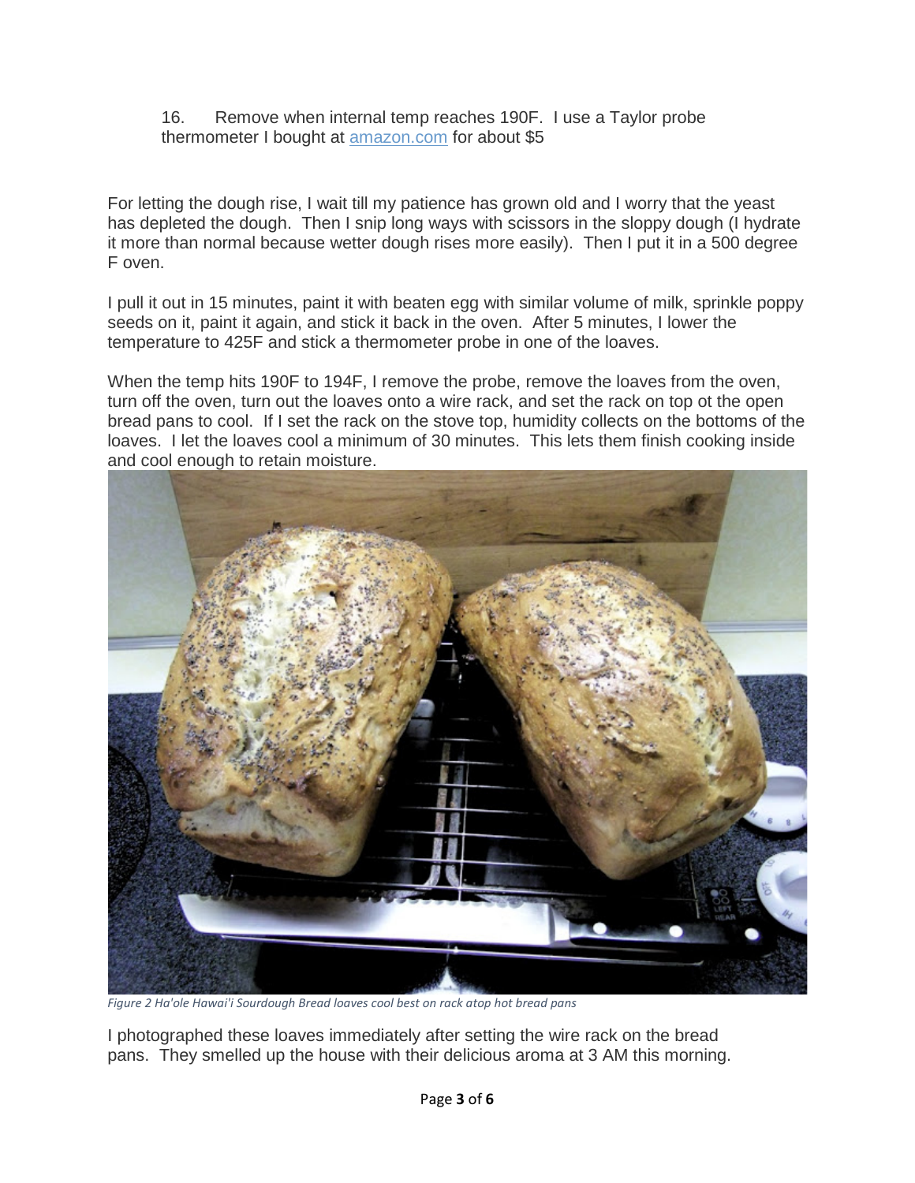16. Remove when internal temp reaches 190F. I use a Taylor probe thermometer I bought at [amazon.com](amazon.com) for about $5

For letting the dough rise, I wait till my patience has grown old and I worry that the yeast has depleted the dough. Then I snip long ways with scissors in the sloppy dough (I hydrate it more than normal because wetter dough rises more easily). Then I put it in a 500 degree F oven.

I pull it out in 15 minutes, paint it with beaten egg with similar volume of milk, sprinkle poppy seeds on it, paint it again, and stick it back in the oven. After 5 minutes, I lower the temperature to 425F and stick a thermometer probe in one of the loaves.

When the temp hits 190F to 194F, I remove the probe, remove the loaves from the oven, turn off the oven, turn out the loaves onto a wire rack, and set the rack on top ot the open bread pans to cool. If I set the rack on the stove top, humidity collects on the bottoms of the loaves. I let the loaves cool a minimum of 30 minutes. This lets them finish cooking inside and cool enough to retain moisture.

*Figure 2 Ha'ole Hawai'i Sourdough Bread loaves cool best on rack atop hot bread pans*

I photographed these loaves immediately after setting the wire rack on the bread pans. They smelled up the house with their delicious aroma at 3 AM this morning.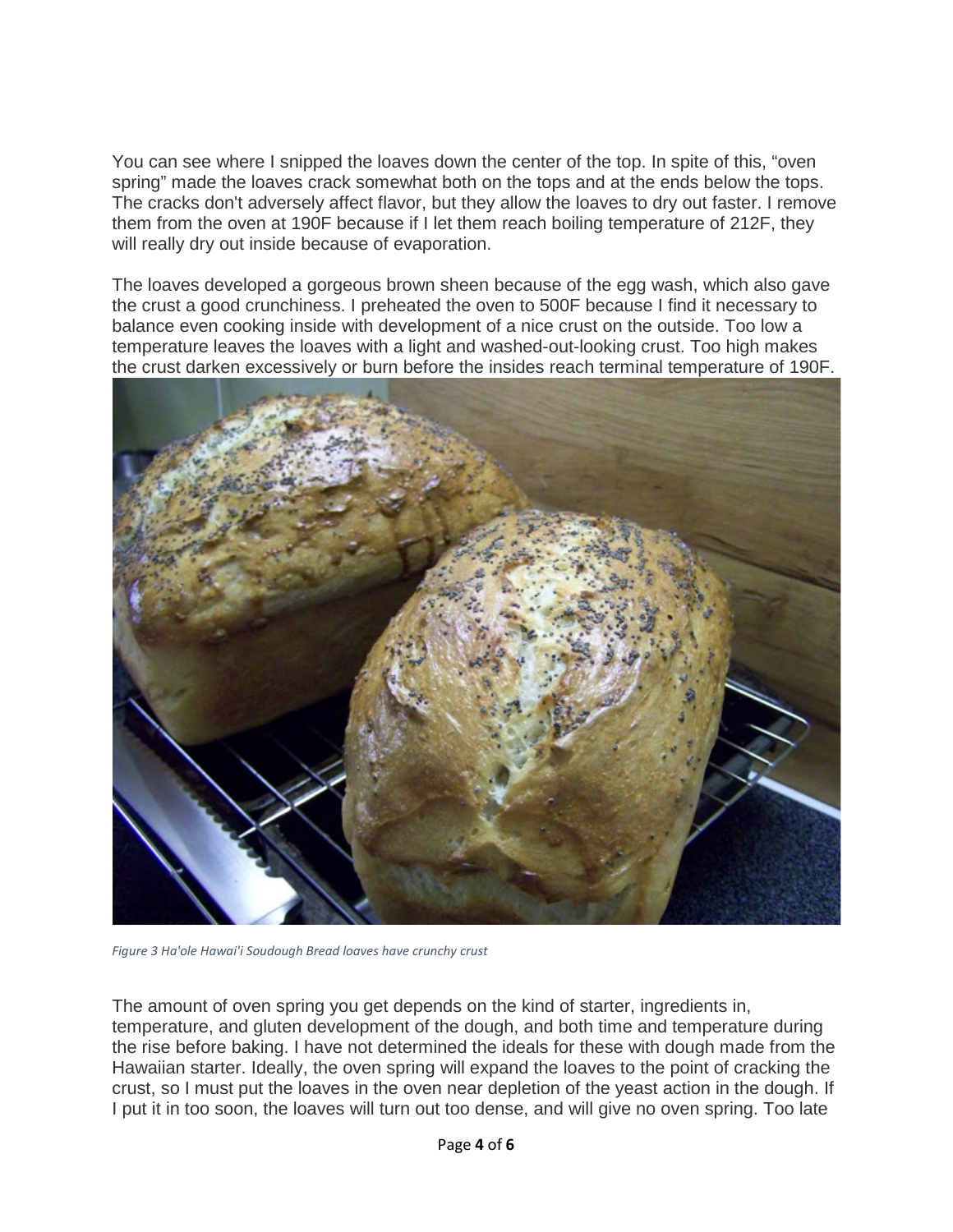You can see where I snipped the loaves down the center of the top. In spite of this, “oven spring” made the loaves crack somewhat both on the tops and at the ends below the tops. The cracks don't adversely affect flavor, but they allow the loaves to dry out faster. I remove them from the oven at 190F because if I let them reach boiling temperature of 212F, they will really dry out inside because of evaporation.

The loaves developed a gorgeous brown sheen because of the egg wash, which also gave the crust a good crunchiness. I preheated the oven to 500F because I find it necessary to balance even cooking inside with development of a nice crust on the outside. Too low a temperature leaves the loaves with a light and washed-out-looking crust. Too high makes the crust darken excessively or burn before the insides reach terminal temperature of 190F.

*Figure 3 Ha'ole Hawai'i Soudough Bread loaves have crunchy crust*

The amount of oven spring you get depends on the kind of starter, ingredients in, temperature, and gluten development of the dough, and both time and temperature during the rise before baking. I have not determined the ideals for these with dough made from the Hawaiian starter. Ideally, the oven spring will expand the loaves to the point of cracking the crust, so I must put the loaves in the oven near depletion of the yeast action in the dough. If I put it in too soon, the loaves will turn out too dense, and will give no oven spring. Too late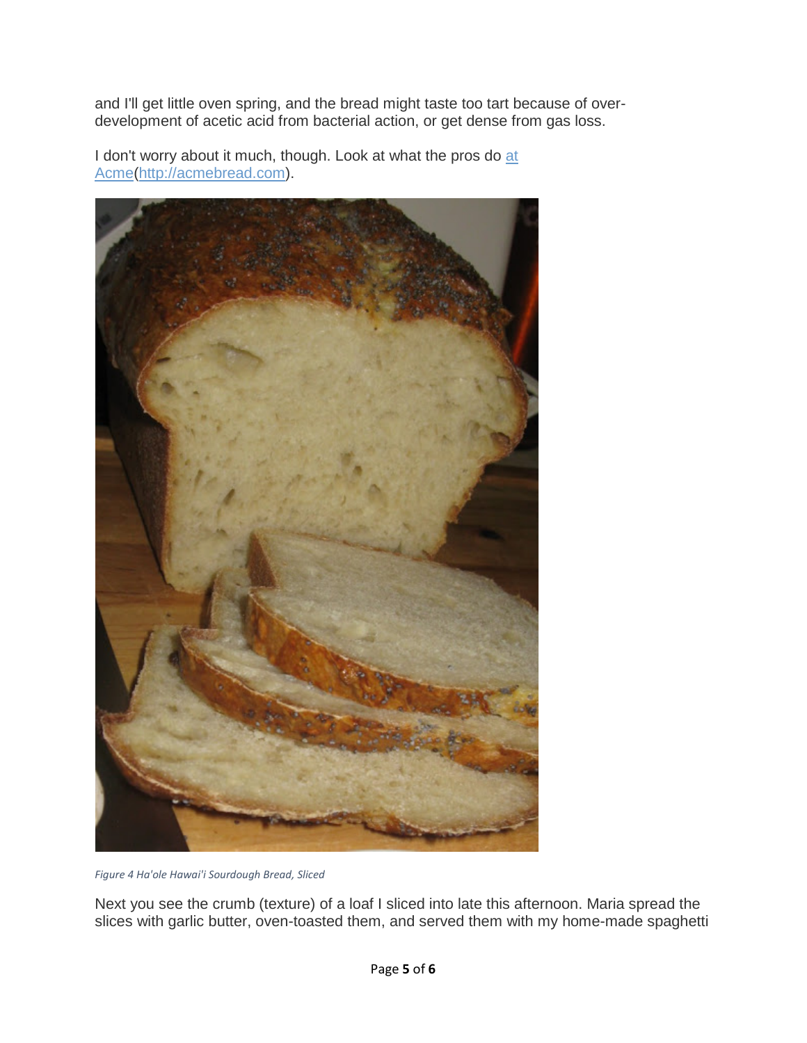and I'll get little oven spring, and the bread might taste too tart because of over-development of acetic acid from bacterial action, or get dense from gas loss.

I don't worry about it much, though. Look at what the pros do [at Acme](http://acmebread.com)(http://acmebread.com).

*Figure 4 Ha'ole Hawai'i Sourdough Bread, Sliced*

Next you see the crumb (texture) of a loaf I sliced into late this afternoon. Maria spread the slices with garlic butter, oven-toasted them, and served them with my home-made spaghetti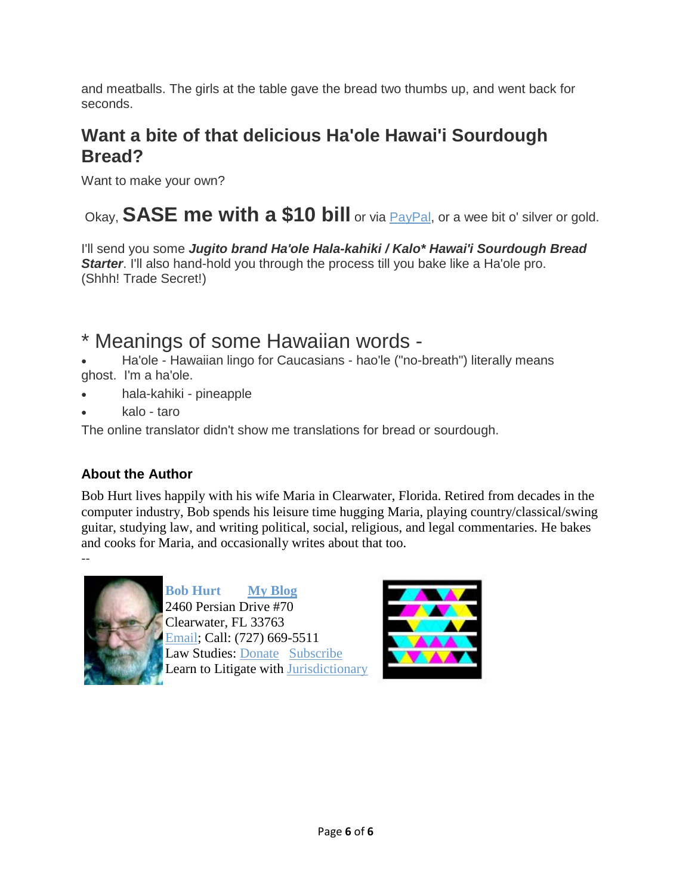and meatballs. The girls at the table gave the bread two thumbs up, and went back for seconds.

## Want a bite of that delicious Ha'ole Hawai'i Sourdough Bread?

Want to make your own?

Okay, **SASE me with a $10 bill** or via PayPal, or a wee bit o' silver or gold.

I'll send you some ***Jugito brand Ha'ole Hala-kahiki / Kalo* Hawai'i Sourdough Bread Starter***. I'll also hand-hold you through the process till you bake like a Ha'ole pro. (Shhh! Trade Secret!)

## * Meanings of some Hawaiian words -

- Ha'ole - Hawaiian lingo for Caucasians - hao'le ("no-breath") literally means ghost. I'm a ha'ole.
- hala-kahiki - pineapple
- kalo - taro

The online translator didn't show me translations for bread or sourdough.

### About the Author

Bob Hurt lives happily with his wife Maria in Clearwater, Florida. Retired from decades in the computer industry, Bob spends his leisure time hugging Maria, playing country/classical/swing guitar, studying law, and writing political, social, religious, and legal commentaries. He bakes and cooks for Maria, and occasionally writes about that too.

--

**Bob Hurt** **My Blog**
2460 Persian Drive #70
Clearwater, FL 33763
Email; Call: (727) 669-5511
Law Studies: Donate Subscribe
Learn to Litigate with Jurisdictionary